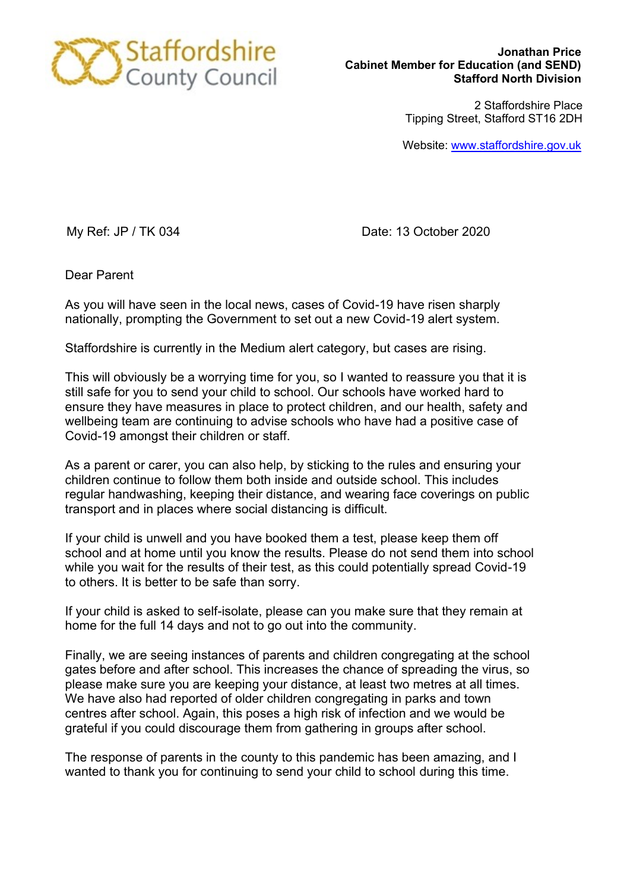Staffordshire County Council

**Jonathan Price**
**Cabinet Member for Education (and SEND)**
**Stafford North Division**

2 Staffordshire Place
Tipping Street, Stafford ST16 2DH

Website: www.staffordshire.gov.uk

My Ref: JP / TK 034

Date: 13 October 2020

Dear Parent

As you will have seen in the local news, cases of Covid-19 have risen sharply nationally, prompting the Government to set out a new Covid-19 alert system.

Staffordshire is currently in the Medium alert category, but cases are rising.

This will obviously be a worrying time for you, so I wanted to reassure you that it is still safe for you to send your child to school. Our schools have worked hard to ensure they have measures in place to protect children, and our health, safety and wellbeing team are continuing to advise schools who have had a positive case of Covid-19 amongst their children or staff.

As a parent or carer, you can also help, by sticking to the rules and ensuring your children continue to follow them both inside and outside school. This includes regular handwashing, keeping their distance, and wearing face coverings on public transport and in places where social distancing is difficult.

If your child is unwell and you have booked them a test, please keep them off school and at home until you know the results. Please do not send them into school while you wait for the results of their test, as this could potentially spread Covid-19 to others. It is better to be safe than sorry.

If your child is asked to self-isolate, please can you make sure that they remain at home for the full 14 days and not to go out into the community.

Finally, we are seeing instances of parents and children congregating at the school gates before and after school. This increases the chance of spreading the virus, so please make sure you are keeping your distance, at least two metres at all times. We have also had reported of older children congregating in parks and town centres after school. Again, this poses a high risk of infection and we would be grateful if you could discourage them from gathering in groups after school.

The response of parents in the county to this pandemic has been amazing, and I wanted to thank you for continuing to send your child to school during this time.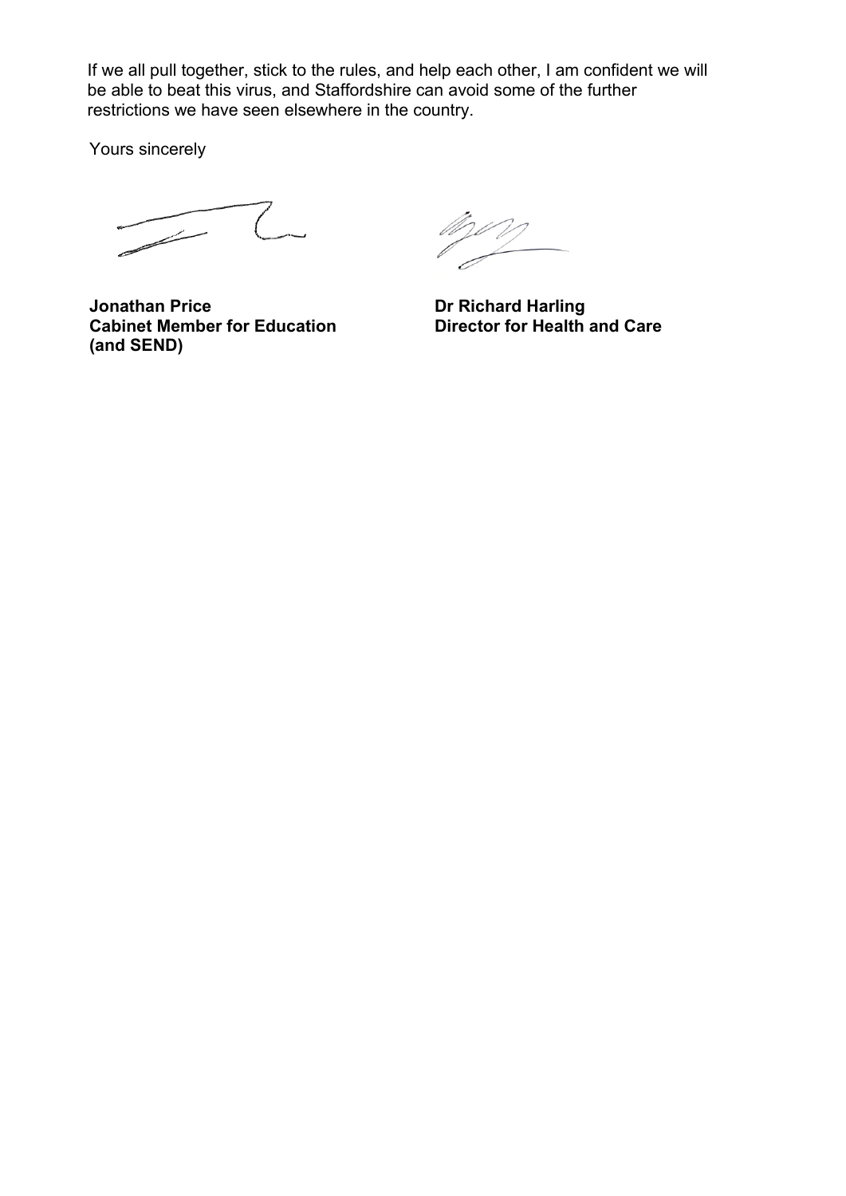If we all pull together, stick to the rules, and help each other, I am confident we will be able to beat this virus, and Staffordshire can avoid some of the further restrictions we have seen elsewhere in the country.

Yours sincerely

**Jonathan Price**
**Cabinet Member for Education (and SEND)**

**Dr Richard Harling**
**Director for Health and Care**